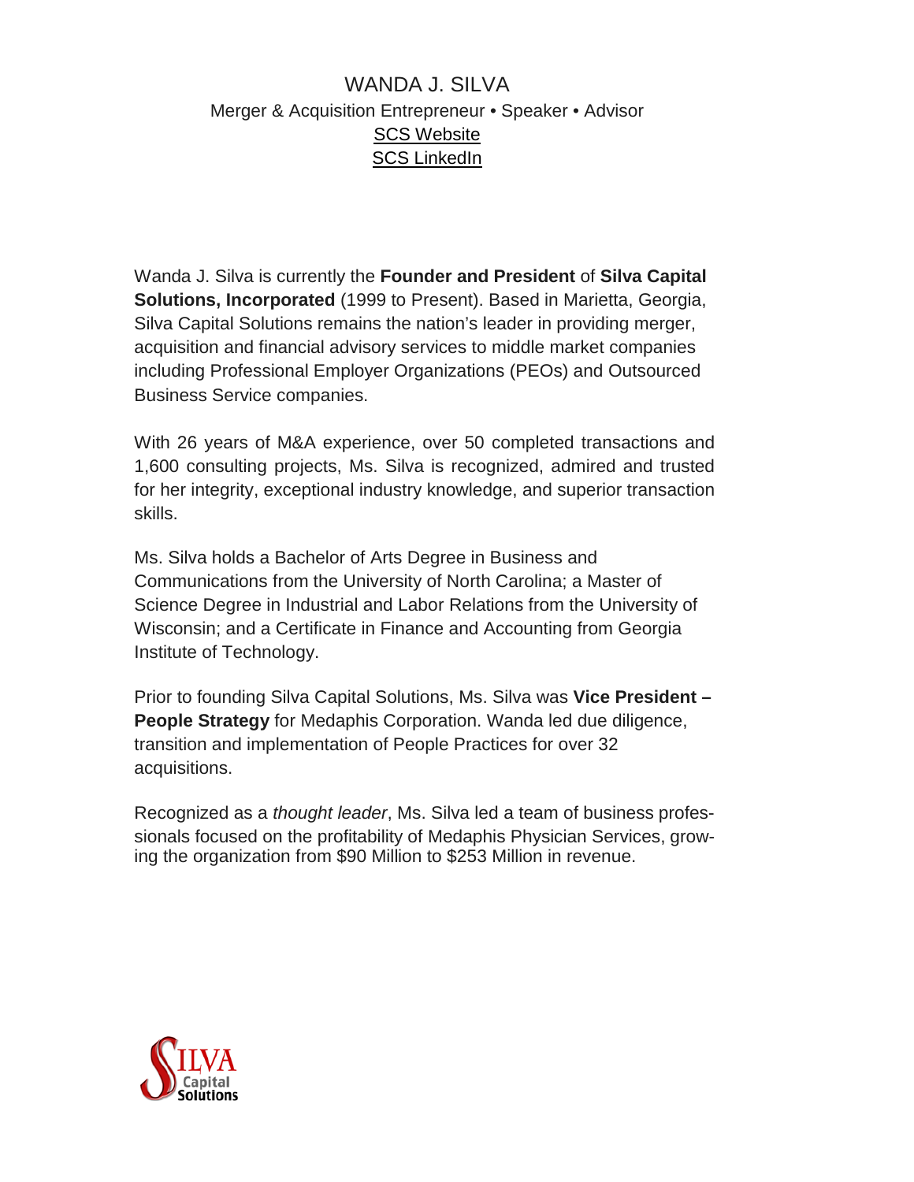# WANDA J. SILVA

Merger & Acquisition Entrepreneur • Speaker • Advisor

SCS Website

SCS LinkedIn

Wanda J. Silva is currently the **Founder and President** of **Silva Capital Solutions, Incorporated** (1999 to Present). Based in Marietta, Georgia, Silva Capital Solutions remains the nation's leader in providing merger, acquisition and financial advisory services to middle market companies including Professional Employer Organizations (PEOs) and Outsourced Business Service companies.

With 26 years of M&A experience, over 50 completed transactions and 1,600 consulting projects, Ms. Silva is recognized, admired and trusted for her integrity, exceptional industry knowledge, and superior transaction skills.

Ms. Silva holds a Bachelor of Arts Degree in Business and Communications from the University of North Carolina; a Master of Science Degree in Industrial and Labor Relations from the University of Wisconsin; and a Certificate in Finance and Accounting from Georgia Institute of Technology.

Prior to founding Silva Capital Solutions, Ms. Silva was **Vice President – People Strategy** for Medaphis Corporation. Wanda led due diligence, transition and implementation of People Practices for over 32 acquisitions.

Recognized as a *thought leader*, Ms. Silva led a team of business professionals focused on the profitability of Medaphis Physician Services, growing the organization from $90 Million to $253 Million in revenue.

SILVA Capital Solutions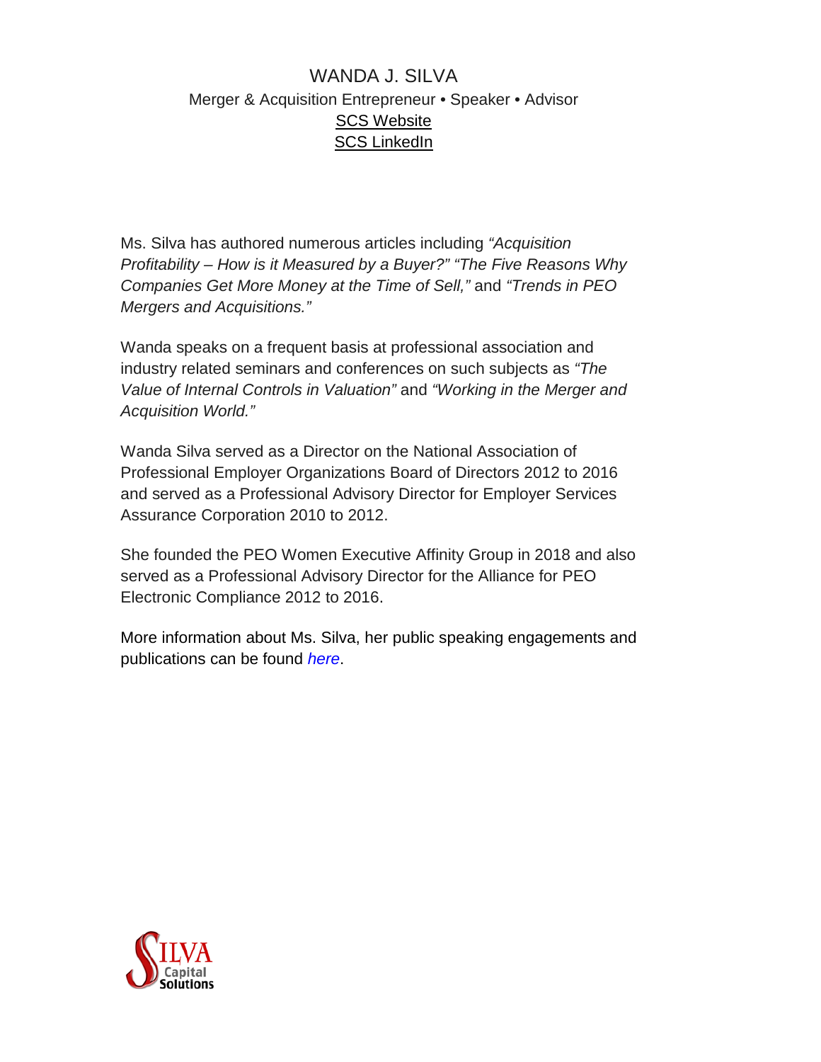WANDA J. SILVA

Merger & Acquisition Entrepreneur • Speaker • Advisor

SCS Website

SCS LinkedIn

Ms. Silva has authored numerous articles including *"Acquisition Profitability – How is it Measured by a Buyer?" "The Five Reasons Why Companies Get More Money at the Time of Sell,"* and *"Trends in PEO Mergers and Acquisitions."*

Wanda speaks on a frequent basis at professional association and industry related seminars and conferences on such subjects as *"The Value of Internal Controls in Valuation"* and *"Working in the Merger and Acquisition World."*

Wanda Silva served as a Director on the National Association of Professional Employer Organizations Board of Directors 2012 to 2016 and served as a Professional Advisory Director for Employer Services Assurance Corporation 2010 to 2012.

She founded the PEO Women Executive Affinity Group in 2018 and also served as a Professional Advisory Director for the Alliance for PEO Electronic Compliance 2012 to 2016.

More information about Ms. Silva, her public speaking engagements and publications can be found *here*.

SILVA Capital Solutions